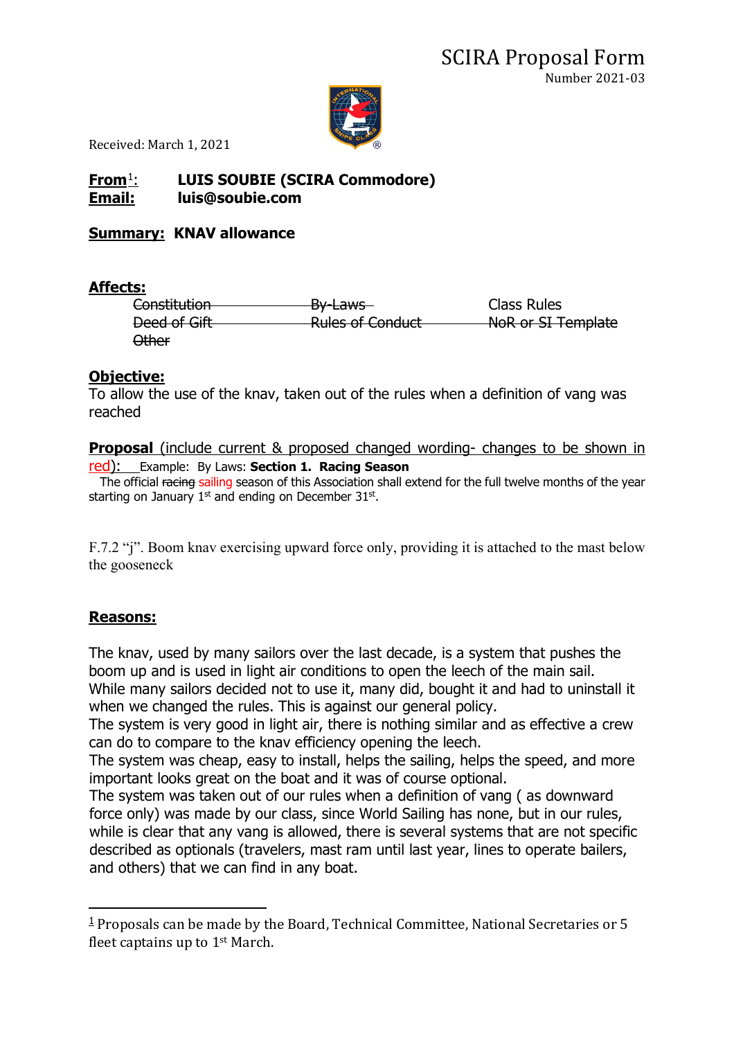# SCIRA Proposal Form

Number 2021-03

Received: March 1, 2021

**From**[1]**:** **LUIS SOUBIE (SCIRA Commodore)**
**Email:** **luis@soubie.com**

**Summary:** **KNAV allowance**

**Affects:**

| | | |
|---|---|---|
| ~~Constitution~~ | ~~By-Laws~~ | Class Rules |
| ~~Deed of Gift~~ | ~~Rules of Conduct~~ | ~~NoR or SI Template~~ |
| ~~Other~~ | | |

**Objective:**
To allow the use of the knav, taken out of the rules when a definition of vang was reached

**Proposal** (include current & proposed changed wording- changes to be shown in red): Example: By Laws: **Section 1. Racing Season**
The official ~~racing~~ sailing season of this Association shall extend for the full twelve months of the year starting on January 1st and ending on December 31st.

F.7.2 "j". Boom knav exercising upward force only, providing it is attached to the mast below the gooseneck

**Reasons:**

The knav, used by many sailors over the last decade, is a system that pushes the boom up and is used in light air conditions to open the leech of the main sail. While many sailors decided not to use it, many did, bought it and had to uninstall it when we changed the rules. This is against our general policy.
The system is very good in light air, there is nothing similar and as effective a crew can do to compare to the knav efficiency opening the leech.
The system was cheap, easy to install, helps the sailing, helps the speed, and more important looks great on the boat and it was of course optional.
The system was taken out of our rules when a definition of vang ( as downward force only) was made by our class, since World Sailing has none, but in our rules, while is clear that any vang is allowed, there is several systems that are not specific described as optionals (travelers, mast ram until last year, lines to operate bailers, and others) that we can find in any boat.

[1] Proposals can be made by the Board, Technical Committee, National Secretaries or 5 fleet captains up to 1st March.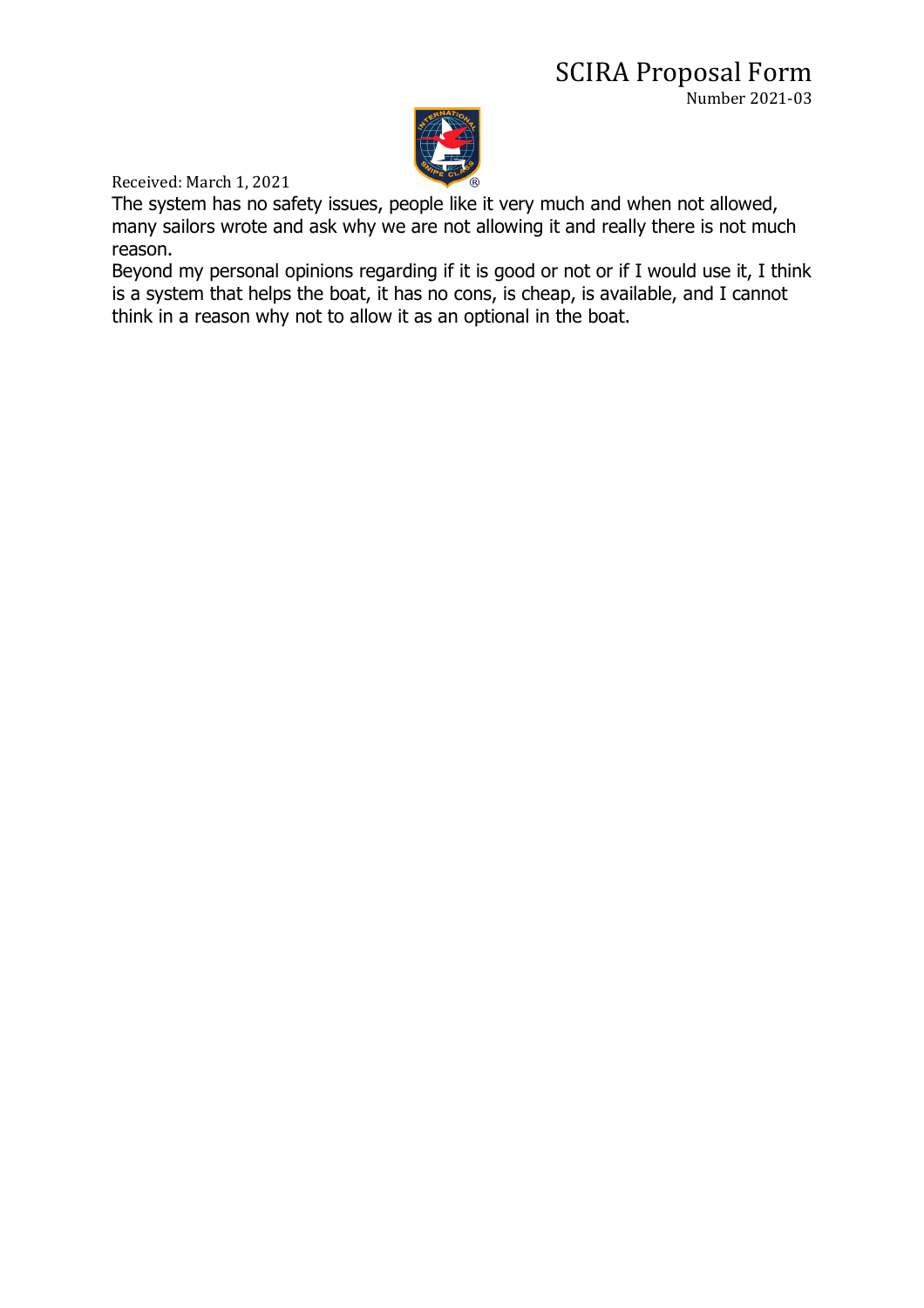# SCIRA Proposal Form

Number 2021-03

Received: March 1, 2021

The system has no safety issues, people like it very much and when not allowed, many sailors wrote and ask why we are not allowing it and really there is not much reason.

Beyond my personal opinions regarding if it is good or not or if I would use it, I think is a system that helps the boat, it has no cons, is cheap, is available, and I cannot think in a reason why not to allow it as an optional in the boat.